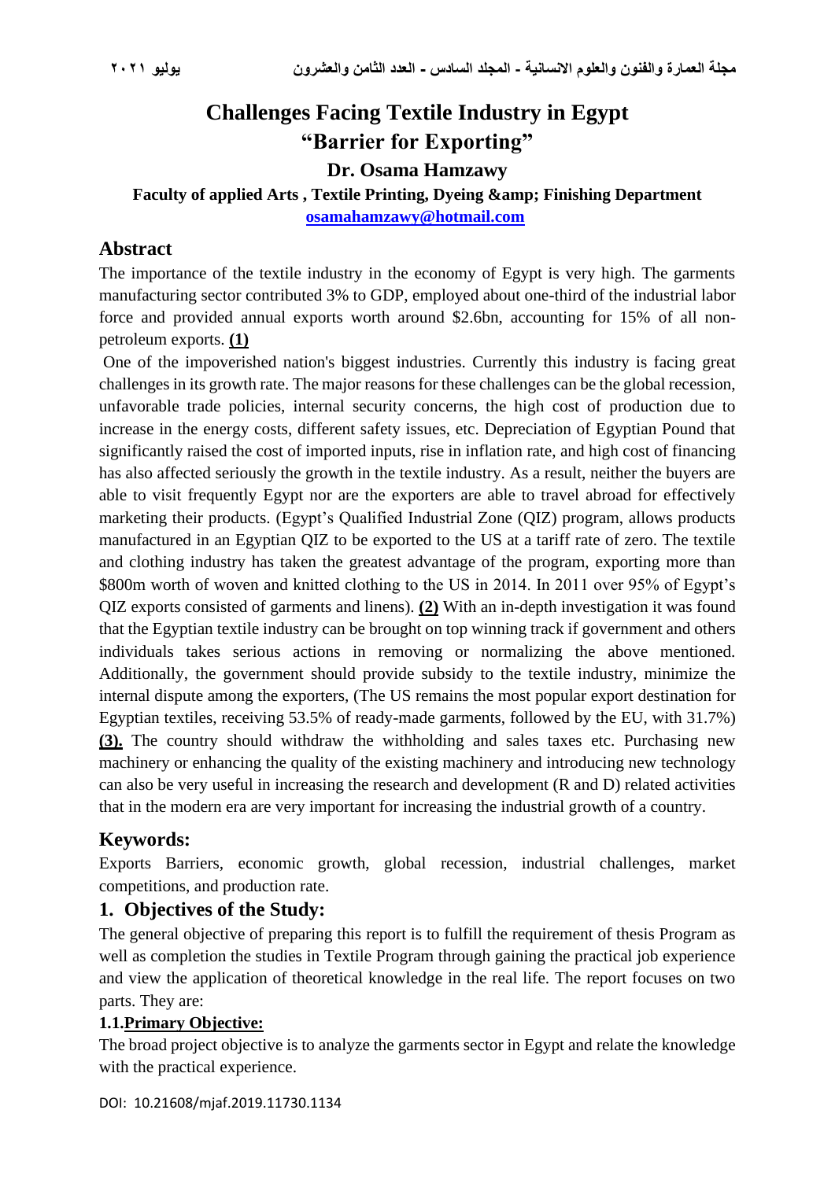# Challenges Facing Textile Industry in Egypt "Barrier for Exporting"

**Dr. Osama Hamzawy**

**Faculty of applied Arts , Textile Printing, Dyeing &amp; Finishing Department**

osamahamzawy@hotmail.com

## Abstract

The importance of the textile industry in the economy of Egypt is very high. The garments manufacturing sector contributed 3% to GDP, employed about one-third of the industrial labor force and provided annual exports worth around $2.6bn, accounting for 15% of all non-petroleum exports. **(1)**

One of the impoverished nation's biggest industries. Currently this industry is facing great challenges in its growth rate. The major reasons for these challenges can be the global recession, unfavorable trade policies, internal security concerns, the high cost of production due to increase in the energy costs, different safety issues, etc. Depreciation of Egyptian Pound that significantly raised the cost of imported inputs, rise in inflation rate, and high cost of financing has also affected seriously the growth in the textile industry. As a result, neither the buyers are able to visit frequently Egypt nor are the exporters are able to travel abroad for effectively marketing their products. (Egypt's Qualified Industrial Zone (QIZ) program, allows products manufactured in an Egyptian QIZ to be exported to the US at a tariff rate of zero. The textile and clothing industry has taken the greatest advantage of the program, exporting more than $800m worth of woven and knitted clothing to the US in 2014. In 2011 over 95% of Egypt's QIZ exports consisted of garments and linens). **(2)** With an in-depth investigation it was found that the Egyptian textile industry can be brought on top winning track if government and others individuals takes serious actions in removing or normalizing the above mentioned. Additionally, the government should provide subsidy to the textile industry, minimize the internal dispute among the exporters, (The US remains the most popular export destination for Egyptian textiles, receiving 53.5% of ready-made garments, followed by the EU, with 31.7%) **(3).** The country should withdraw the withholding and sales taxes etc. Purchasing new machinery or enhancing the quality of the existing machinery and introducing new technology can also be very useful in increasing the research and development (R and D) related activities that in the modern era are very important for increasing the industrial growth of a country.

## Keywords:

Exports Barriers, economic growth, global recession, industrial challenges, market competitions, and production rate.

## 1. Objectives of the Study:

The general objective of preparing this report is to fulfill the requirement of thesis Program as well as completion the studies in Textile Program through gaining the practical job experience and view the application of theoretical knowledge in the real life. The report focuses on two parts. They are:

### 1.1. Primary Objective:

The broad project objective is to analyze the garments sector in Egypt and relate the knowledge with the practical experience.

DOI: 10.21608/mjaf.2019.11730.1134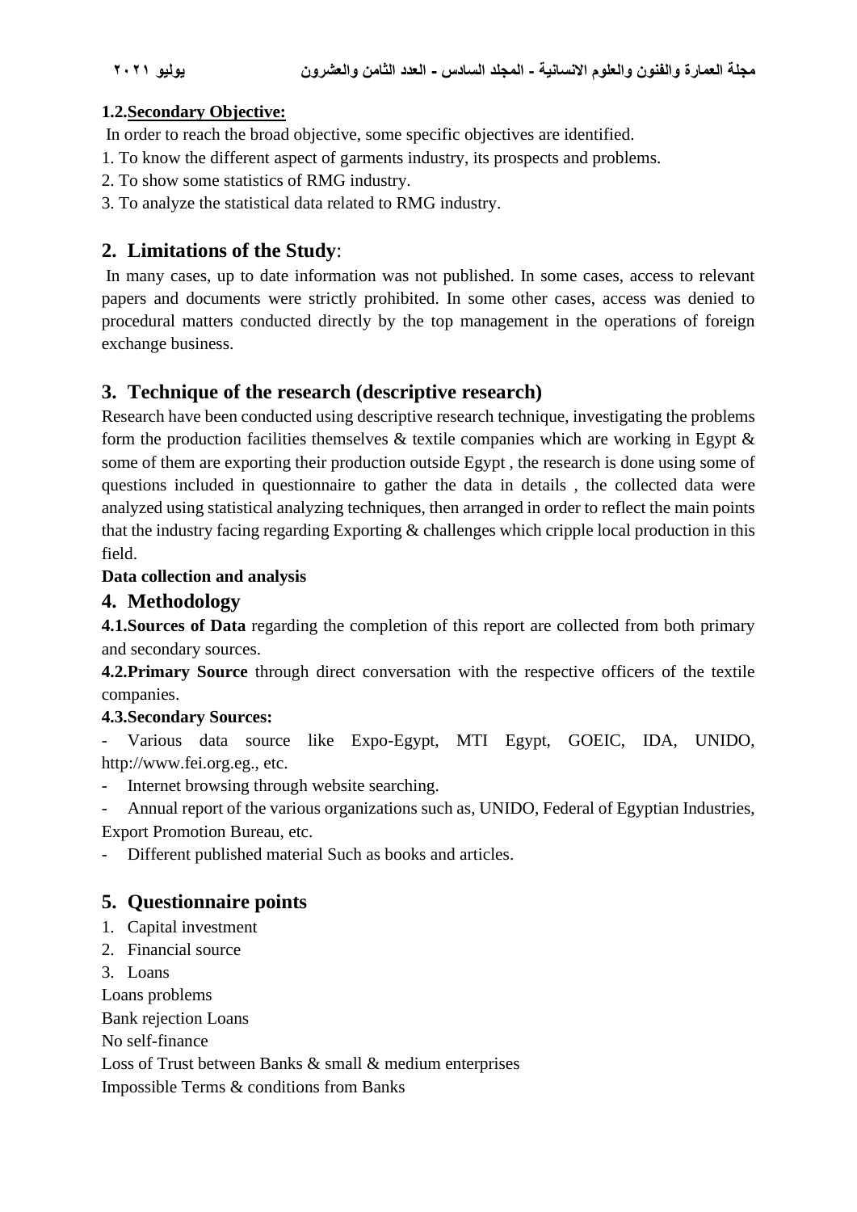### 1.2. Secondary Objective:

In order to reach the broad objective, some specific objectives are identified.

1. To know the different aspect of garments industry, its prospects and problems.
2. To show some statistics of RMG industry.
3. To analyze the statistical data related to RMG industry.

## 2. Limitations of the Study:

In many cases, up to date information was not published. In some cases, access to relevant papers and documents were strictly prohibited. In some other cases, access was denied to procedural matters conducted directly by the top management in the operations of foreign exchange business.

## 3. Technique of the research (descriptive research)

Research have been conducted using descriptive research technique, investigating the problems form the production facilities themselves & textile companies which are working in Egypt & some of them are exporting their production outside Egypt , the research is done using some of questions included in questionnaire to gather the data in details , the collected data were analyzed using statistical analyzing techniques, then arranged in order to reflect the main points that the industry facing regarding Exporting & challenges which cripple local production in this field.

**Data collection and analysis**

## 4. Methodology

**4.1. Sources of Data** regarding the completion of this report are collected from both primary and secondary sources.

**4.2. Primary Source** through direct conversation with the respective officers of the textile companies.

**4.3. Secondary Sources:**

- Various data source like Expo-Egypt, MTI Egypt, GOEIC, IDA, UNIDO, http://www.fei.org.eg., etc.
- Internet browsing through website searching.
- Annual report of the various organizations such as, UNIDO, Federal of Egyptian Industries, Export Promotion Bureau, etc.
- Different published material Such as books and articles.

## 5. Questionnaire points

1. Capital investment
2. Financial source
3. Loans

Loans problems

Bank rejection Loans

No self-finance

Loss of Trust between Banks & small & medium enterprises

Impossible Terms & conditions from Banks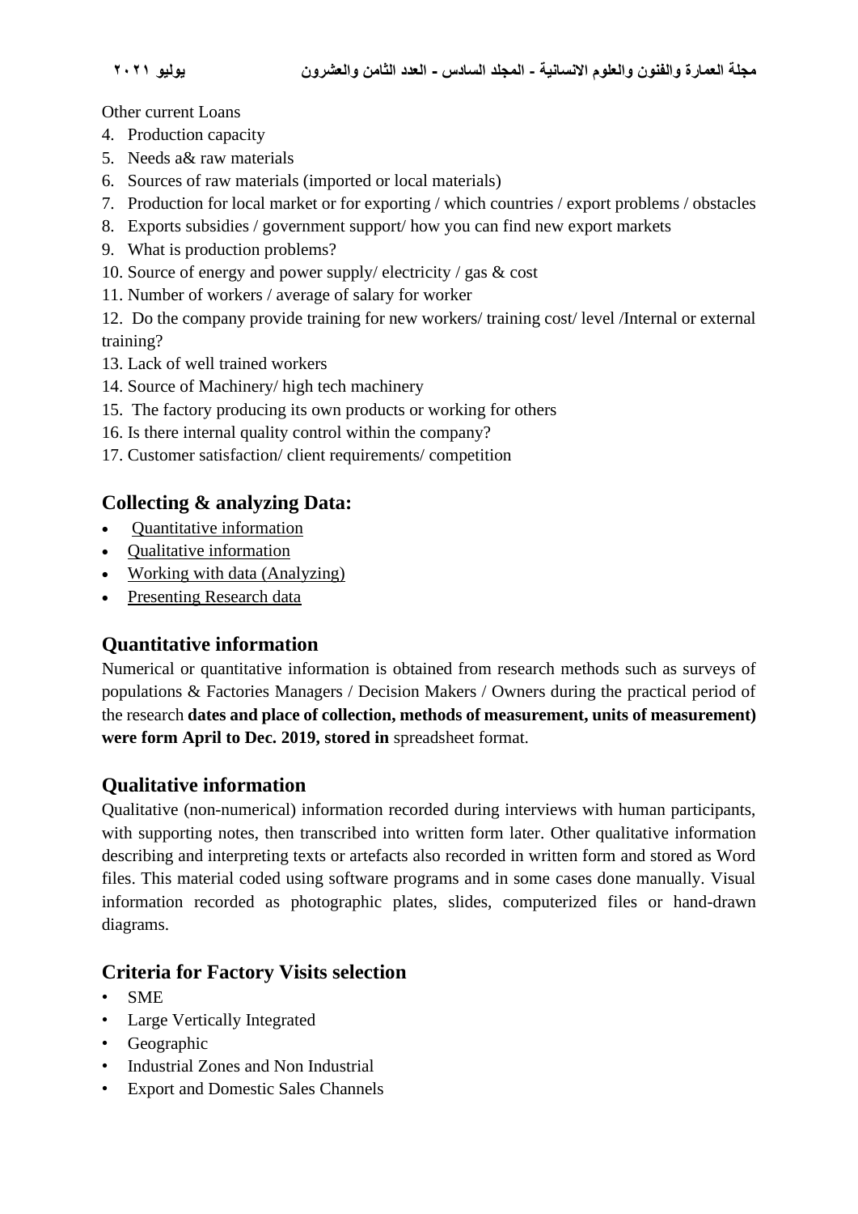Other current Loans

4. Production capacity
5. Needs a& raw materials
6. Sources of raw materials (imported or local materials)
7. Production for local market or for exporting / which countries / export problems / obstacles
8. Exports subsidies / government support/ how you can find new export markets
9. What is production problems?
10. Source of energy and power supply/ electricity / gas & cost
11. Number of workers / average of salary for worker
12. Do the company provide training for new workers/ training cost/ level /Internal or external training?
13. Lack of well trained workers
14. Source of Machinery/ high tech machinery
15. The factory producing its own products or working for others
16. Is there internal quality control within the company?
17. Customer satisfaction/ client requirements/ competition

## Collecting & analyzing Data:

- Quantitative information
- Qualitative information
- Working with data (Analyzing)
- Presenting Research data

## Quantitative information

Numerical or quantitative information is obtained from research methods such as surveys of populations & Factories Managers / Decision Makers / Owners during the practical period of the research **dates and place of collection, methods of measurement, units of measurement) were form April to Dec. 2019, stored in** spreadsheet format.

## Qualitative information

Qualitative (non-numerical) information recorded during interviews with human participants, with supporting notes, then transcribed into written form later. Other qualitative information describing and interpreting texts or artefacts also recorded in written form and stored as Word files. This material coded using software programs and in some cases done manually. Visual information recorded as photographic plates, slides, computerized files or hand-drawn diagrams.

## Criteria for Factory Visits selection

- SME
- Large Vertically Integrated
- Geographic
- Industrial Zones and Non Industrial
- Export and Domestic Sales Channels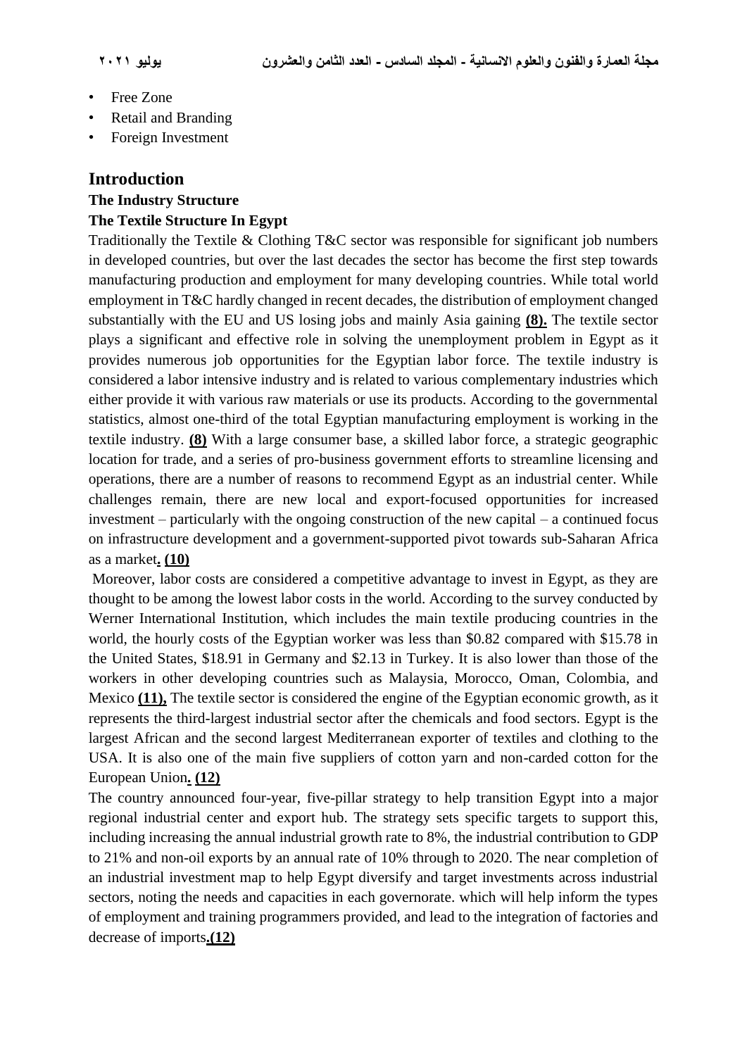- Free Zone
- Retail and Branding
- Foreign Investment

# Introduction

### The Industry Structure

### The Textile Structure In Egypt

Traditionally the Textile & Clothing T&C sector was responsible for significant job numbers in developed countries, but over the last decades the sector has become the first step towards manufacturing production and employment for many developing countries. While total world employment in T&C hardly changed in recent decades, the distribution of employment changed substantially with the EU and US losing jobs and mainly Asia gaining **(8).** The textile sector plays a significant and effective role in solving the unemployment problem in Egypt as it provides numerous job opportunities for the Egyptian labor force. The textile industry is considered a labor intensive industry and is related to various complementary industries which either provide it with various raw materials or use its products. According to the governmental statistics, almost one-third of the total Egyptian manufacturing employment is working in the textile industry. **(8)** With a large consumer base, a skilled labor force, a strategic geographic location for trade, and a series of pro-business government efforts to streamline licensing and operations, there are a number of reasons to recommend Egypt as an industrial center. While challenges remain, there are new local and export-focused opportunities for increased investment – particularly with the ongoing construction of the new capital – a continued focus on infrastructure development and a government-supported pivot towards sub-Saharan Africa as a market**. (10)**

Moreover, labor costs are considered a competitive advantage to invest in Egypt, as they are thought to be among the lowest labor costs in the world. According to the survey conducted by Werner International Institution, which includes the main textile producing countries in the world, the hourly costs of the Egyptian worker was less than $0.82 compared with $15.78 in the United States, $18.91 in Germany and $2.13 in Turkey. It is also lower than those of the workers in other developing countries such as Malaysia, Morocco, Oman, Colombia, and Mexico **(11),** The textile sector is considered the engine of the Egyptian economic growth, as it represents the third-largest industrial sector after the chemicals and food sectors. Egypt is the largest African and the second largest Mediterranean exporter of textiles and clothing to the USA. It is also one of the main five suppliers of cotton yarn and non-carded cotton for the European Union**. (12)**

The country announced four-year, five-pillar strategy to help transition Egypt into a major regional industrial center and export hub. The strategy sets specific targets to support this, including increasing the annual industrial growth rate to 8%, the industrial contribution to GDP to 21% and non-oil exports by an annual rate of 10% through to 2020. The near completion of an industrial investment map to help Egypt diversify and target investments across industrial sectors, noting the needs and capacities in each governorate. which will help inform the types of employment and training programmers provided, and lead to the integration of factories and decrease of imports**.(12)**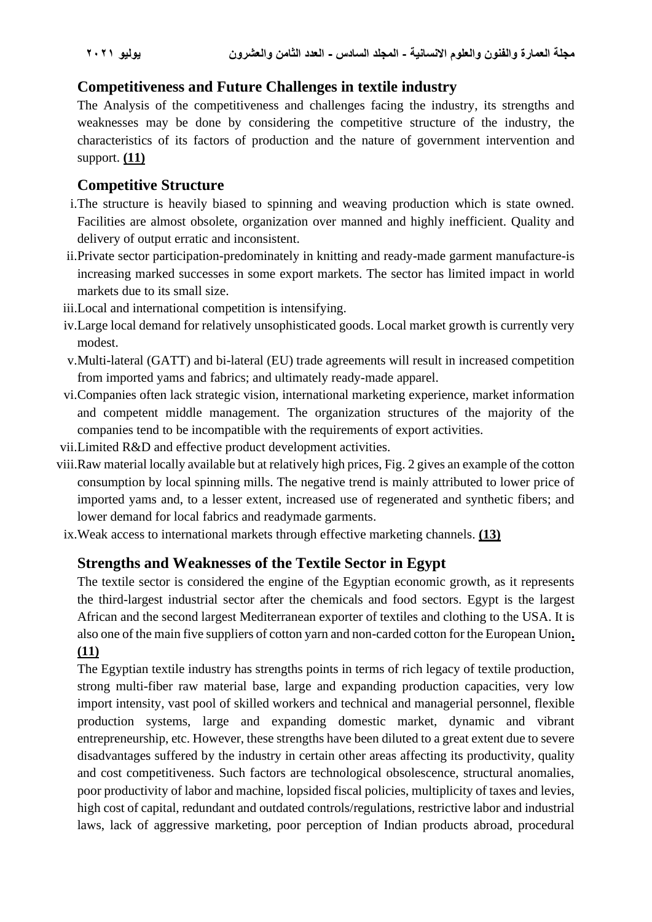## Competitiveness and Future Challenges in textile industry

The Analysis of the competitiveness and challenges facing the industry, its strengths and weaknesses may be done by considering the competitive structure of the industry, the characteristics of its factors of production and the nature of government intervention and support. **(11)**

## Competitive Structure

i. The structure is heavily biased to spinning and weaving production which is state owned. Facilities are almost obsolete, organization over manned and highly inefficient. Quality and delivery of output erratic and inconsistent.

ii. Private sector participation-predominately in knitting and ready-made garment manufacture-is increasing marked successes in some export markets. The sector has limited impact in world markets due to its small size.

iii. Local and international competition is intensifying.

iv. Large local demand for relatively unsophisticated goods. Local market growth is currently very modest.

v. Multi-lateral (GATT) and bi-lateral (EU) trade agreements will result in increased competition from imported yams and fabrics; and ultimately ready-made apparel.

vi. Companies often lack strategic vision, international marketing experience, market information and competent middle management. The organization structures of the majority of the companies tend to be incompatible with the requirements of export activities.

vii. Limited R&D and effective product development activities.

viii. Raw material locally available but at relatively high prices, Fig. 2 gives an example of the cotton consumption by local spinning mills. The negative trend is mainly attributed to lower price of imported yams and, to a lesser extent, increased use of regenerated and synthetic fibers; and lower demand for local fabrics and readymade garments.

ix. Weak access to international markets through effective marketing channels. **(13)**

## Strengths and Weaknesses of the Textile Sector in Egypt

The textile sector is considered the engine of the Egyptian economic growth, as it represents the third-largest industrial sector after the chemicals and food sectors. Egypt is the largest African and the second largest Mediterranean exporter of textiles and clothing to the USA. It is also one of the main five suppliers of cotton yarn and non-carded cotton for the European Union**. (11)**

The Egyptian textile industry has strengths points in terms of rich legacy of textile production, strong multi-fiber raw material base, large and expanding production capacities, very low import intensity, vast pool of skilled workers and technical and managerial personnel, flexible production systems, large and expanding domestic market, dynamic and vibrant entrepreneurship, etc. However, these strengths have been diluted to a great extent due to severe disadvantages suffered by the industry in certain other areas affecting its productivity, quality and cost competitiveness. Such factors are technological obsolescence, structural anomalies, poor productivity of labor and machine, lopsided fiscal policies, multiplicity of taxes and levies, high cost of capital, redundant and outdated controls/regulations, restrictive labor and industrial laws, lack of aggressive marketing, poor perception of Indian products abroad, procedural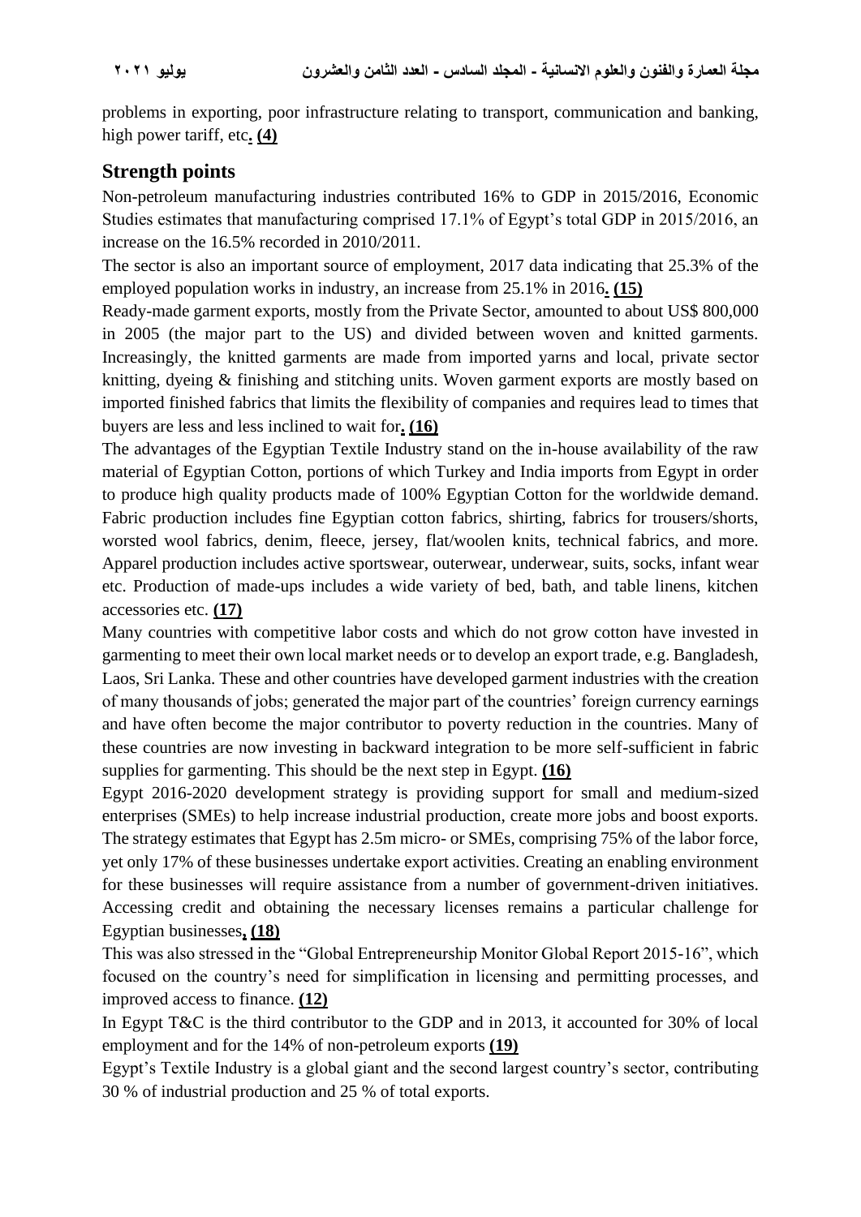problems in exporting, poor infrastructure relating to transport, communication and banking, high power tariff, etc**. (4)**

## Strength points

Non-petroleum manufacturing industries contributed 16% to GDP in 2015/2016, Economic Studies estimates that manufacturing comprised 17.1% of Egypt's total GDP in 2015/2016, an increase on the 16.5% recorded in 2010/2011.

The sector is also an important source of employment, 2017 data indicating that 25.3% of the employed population works in industry, an increase from 25.1% in 2016**. (15)**

Ready-made garment exports, mostly from the Private Sector, amounted to about US$ 800,000 in 2005 (the major part to the US) and divided between woven and knitted garments. Increasingly, the knitted garments are made from imported yarns and local, private sector knitting, dyeing & finishing and stitching units. Woven garment exports are mostly based on imported finished fabrics that limits the flexibility of companies and requires lead to times that buyers are less and less inclined to wait for**. (16)**

The advantages of the Egyptian Textile Industry stand on the in-house availability of the raw material of Egyptian Cotton, portions of which Turkey and India imports from Egypt in order to produce high quality products made of 100% Egyptian Cotton for the worldwide demand. Fabric production includes fine Egyptian cotton fabrics, shirting, fabrics for trousers/shorts, worsted wool fabrics, denim, fleece, jersey, flat/woolen knits, technical fabrics, and more. Apparel production includes active sportswear, outerwear, underwear, suits, socks, infant wear etc. Production of made-ups includes a wide variety of bed, bath, and table linens, kitchen accessories etc. **(17)**

Many countries with competitive labor costs and which do not grow cotton have invested in garmenting to meet their own local market needs or to develop an export trade, e.g. Bangladesh, Laos, Sri Lanka. These and other countries have developed garment industries with the creation of many thousands of jobs; generated the major part of the countries' foreign currency earnings and have often become the major contributor to poverty reduction in the countries. Many of these countries are now investing in backward integration to be more self-sufficient in fabric supplies for garmenting. This should be the next step in Egypt. **(16)**

Egypt 2016-2020 development strategy is providing support for small and medium-sized enterprises (SMEs) to help increase industrial production, create more jobs and boost exports. The strategy estimates that Egypt has 2.5m micro- or SMEs, comprising 75% of the labor force, yet only 17% of these businesses undertake export activities. Creating an enabling environment for these businesses will require assistance from a number of government-driven initiatives. Accessing credit and obtaining the necessary licenses remains a particular challenge for Egyptian businesses**, (18)**

This was also stressed in the "Global Entrepreneurship Monitor Global Report 2015-16", which focused on the country's need for simplification in licensing and permitting processes, and improved access to finance. **(12)**

In Egypt T&C is the third contributor to the GDP and in 2013, it accounted for 30% of local employment and for the 14% of non-petroleum exports **(19)**

Egypt's Textile Industry is a global giant and the second largest country's sector, contributing 30 % of industrial production and 25 % of total exports.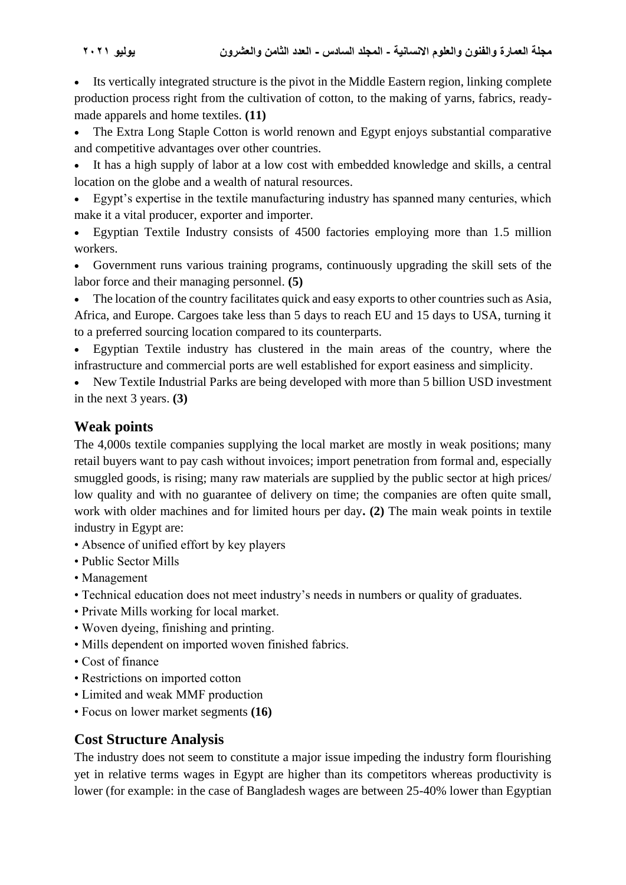- Its vertically integrated structure is the pivot in the Middle Eastern region, linking complete production process right from the cultivation of cotton, to the making of yarns, fabrics, ready-made apparels and home textiles. **(11)**
- The Extra Long Staple Cotton is world renown and Egypt enjoys substantial comparative and competitive advantages over other countries.
- It has a high supply of labor at a low cost with embedded knowledge and skills, a central location on the globe and a wealth of natural resources.
- Egypt's expertise in the textile manufacturing industry has spanned many centuries, which make it a vital producer, exporter and importer.
- Egyptian Textile Industry consists of 4500 factories employing more than 1.5 million workers.
- Government runs various training programs, continuously upgrading the skill sets of the labor force and their managing personnel. **(5)**
- The location of the country facilitates quick and easy exports to other countries such as Asia, Africa, and Europe. Cargoes take less than 5 days to reach EU and 15 days to USA, turning it to a preferred sourcing location compared to its counterparts.
- Egyptian Textile industry has clustered in the main areas of the country, where the infrastructure and commercial ports are well established for export easiness and simplicity.
- New Textile Industrial Parks are being developed with more than 5 billion USD investment in the next 3 years. **(3)**

## Weak points

The 4,000s textile companies supplying the local market are mostly in weak positions; many retail buyers want to pay cash without invoices; import penetration from formal and, especially smuggled goods, is rising; many raw materials are supplied by the public sector at high prices/ low quality and with no guarantee of delivery on time; the companies are often quite small, work with older machines and for limited hours per day**. (2)** The main weak points in textile industry in Egypt are:

- Absence of unified effort by key players
- Public Sector Mills
- Management
- Technical education does not meet industry's needs in numbers or quality of graduates.
- Private Mills working for local market.
- Woven dyeing, finishing and printing.
- Mills dependent on imported woven finished fabrics.
- Cost of finance
- Restrictions on imported cotton
- Limited and weak MMF production
- Focus on lower market segments **(16)**

## Cost Structure Analysis

The industry does not seem to constitute a major issue impeding the industry form flourishing yet in relative terms wages in Egypt are higher than its competitors whereas productivity is lower (for example: in the case of Bangladesh wages are between 25-40% lower than Egyptian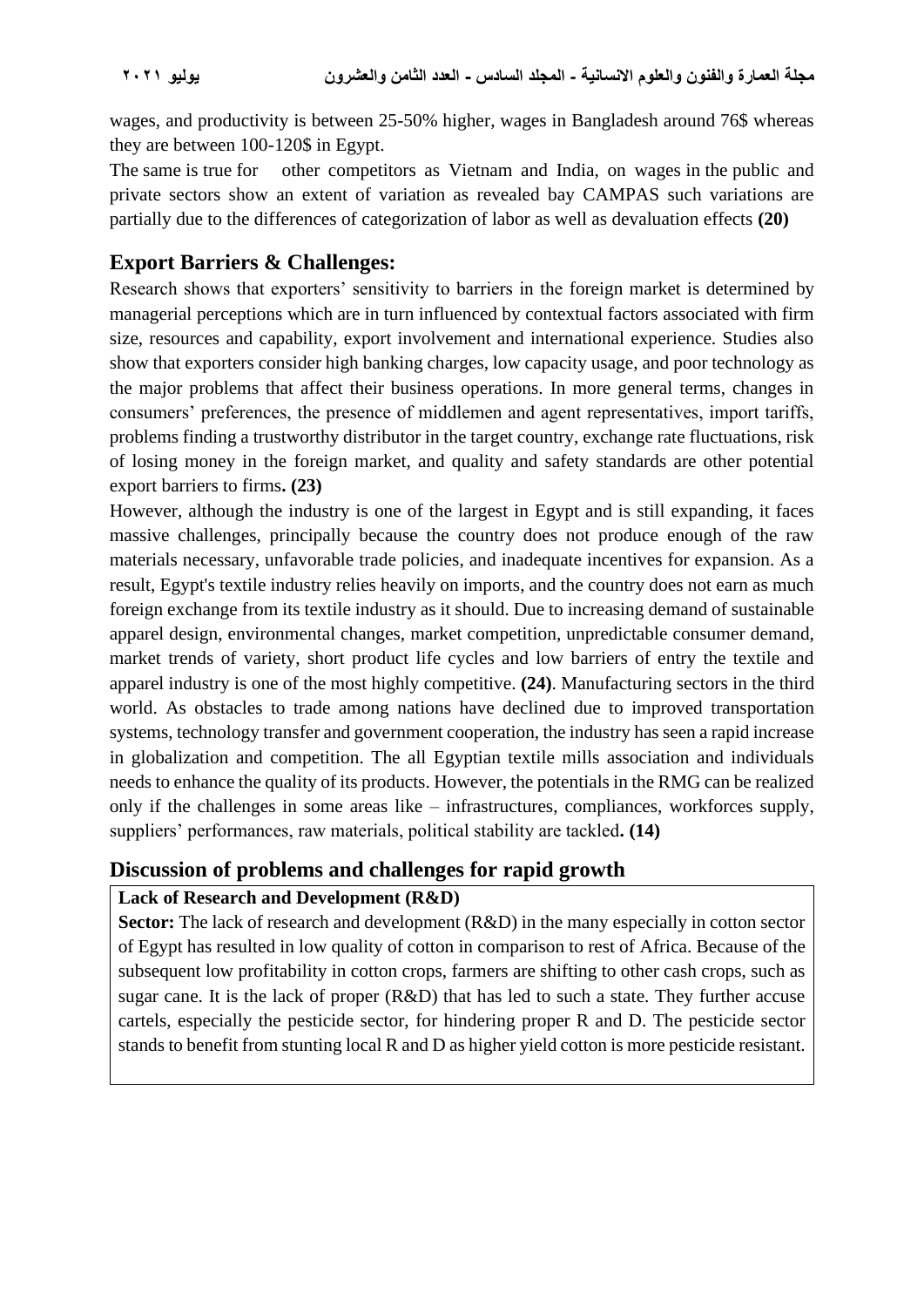wages, and productivity is between 25-50% higher, wages in Bangladesh around 76$ whereas they are between 100-120$ in Egypt.

The same is true for other competitors as Vietnam and India, on wages in the public and private sectors show an extent of variation as revealed bay CAMPAS such variations are partially due to the differences of categorization of labor as well as devaluation effects **(20)**

## Export Barriers & Challenges:

Research shows that exporters' sensitivity to barriers in the foreign market is determined by managerial perceptions which are in turn influenced by contextual factors associated with firm size, resources and capability, export involvement and international experience. Studies also show that exporters consider high banking charges, low capacity usage, and poor technology as the major problems that affect their business operations. In more general terms, changes in consumers' preferences, the presence of middlemen and agent representatives, import tariffs, problems finding a trustworthy distributor in the target country, exchange rate fluctuations, risk of losing money in the foreign market, and quality and safety standards are other potential export barriers to firms**. (23)**

However, although the industry is one of the largest in Egypt and is still expanding, it faces massive challenges, principally because the country does not produce enough of the raw materials necessary, unfavorable trade policies, and inadequate incentives for expansion. As a result, Egypt's textile industry relies heavily on imports, and the country does not earn as much foreign exchange from its textile industry as it should. Due to increasing demand of sustainable apparel design, environmental changes, market competition, unpredictable consumer demand, market trends of variety, short product life cycles and low barriers of entry the textile and apparel industry is one of the most highly competitive. **(24)**. Manufacturing sectors in the third world. As obstacles to trade among nations have declined due to improved transportation systems, technology transfer and government cooperation, the industry has seen a rapid increase in globalization and competition. The all Egyptian textile mills association and individuals needs to enhance the quality of its products. However, the potentials in the RMG can be realized only if the challenges in some areas like – infrastructures, compliances, workforces supply, suppliers' performances, raw materials, political stability are tackled**. (14)**

## Discussion of problems and challenges for rapid growth

**Lack of Research and Development (R&D)**

**Sector:** The lack of research and development (R&D) in the many especially in cotton sector of Egypt has resulted in low quality of cotton in comparison to rest of Africa. Because of the subsequent low profitability in cotton crops, farmers are shifting to other cash crops, such as sugar cane. It is the lack of proper (R&D) that has led to such a state. They further accuse cartels, especially the pesticide sector, for hindering proper R and D. The pesticide sector stands to benefit from stunting local R and D as higher yield cotton is more pesticide resistant.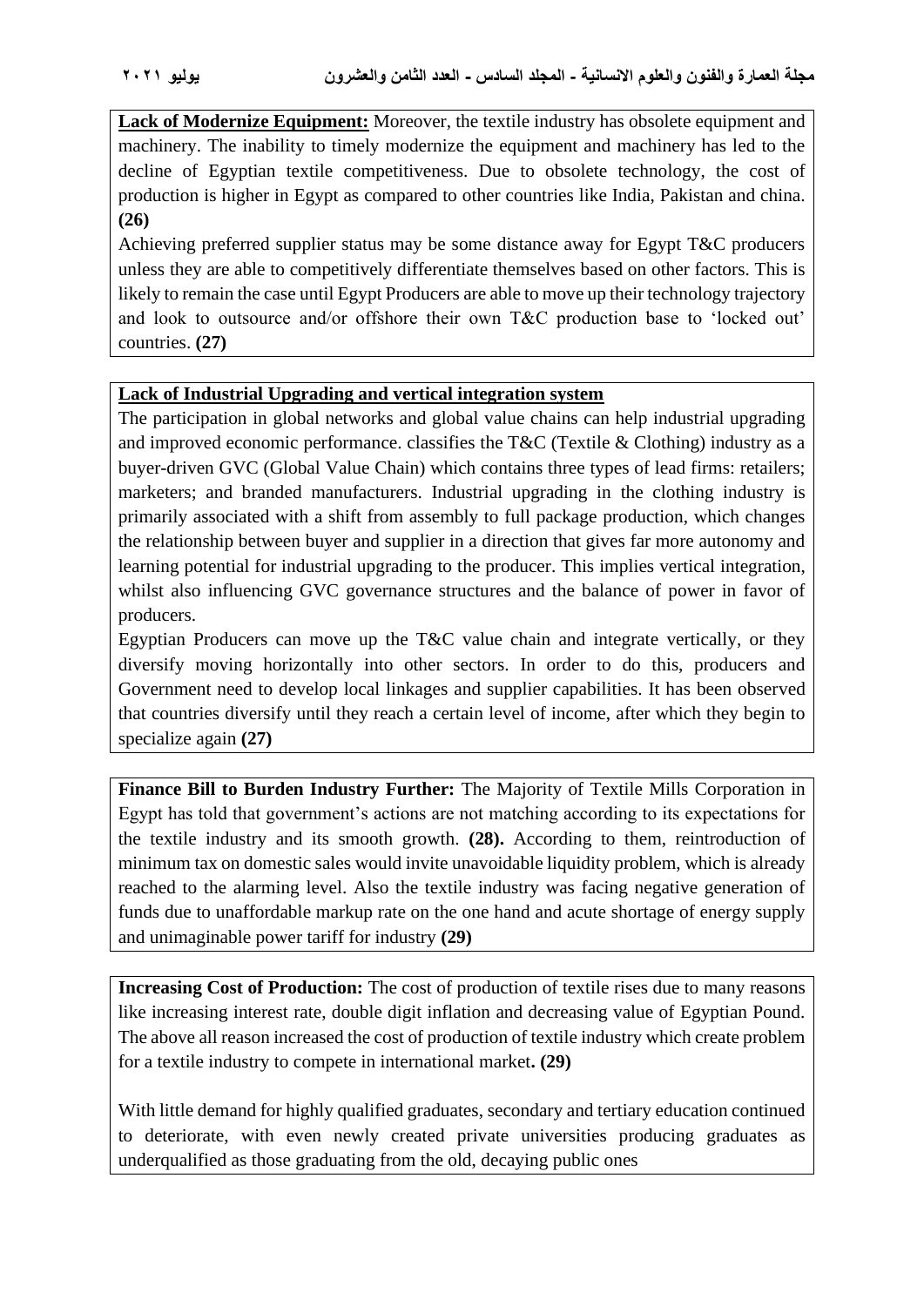**Lack of Modernize Equipment:** Moreover, the textile industry has obsolete equipment and machinery. The inability to timely modernize the equipment and machinery has led to the decline of Egyptian textile competitiveness. Due to obsolete technology, the cost of production is higher in Egypt as compared to other countries like India, Pakistan and china. **(26)**

Achieving preferred supplier status may be some distance away for Egypt T&C producers unless they are able to competitively differentiate themselves based on other factors. This is likely to remain the case until Egypt Producers are able to move up their technology trajectory and look to outsource and/or offshore their own T&C production base to 'locked out' countries. **(27)**

**Lack of Industrial Upgrading and vertical integration system**

The participation in global networks and global value chains can help industrial upgrading and improved economic performance. classifies the T&C (Textile & Clothing) industry as a buyer-driven GVC (Global Value Chain) which contains three types of lead firms: retailers; marketers; and branded manufacturers. Industrial upgrading in the clothing industry is primarily associated with a shift from assembly to full package production, which changes the relationship between buyer and supplier in a direction that gives far more autonomy and learning potential for industrial upgrading to the producer. This implies vertical integration, whilst also influencing GVC governance structures and the balance of power in favor of producers.

Egyptian Producers can move up the T&C value chain and integrate vertically, or they diversify moving horizontally into other sectors. In order to do this, producers and Government need to develop local linkages and supplier capabilities. It has been observed that countries diversify until they reach a certain level of income, after which they begin to specialize again **(27)**

**Finance Bill to Burden Industry Further:** The Majority of Textile Mills Corporation in Egypt has told that government's actions are not matching according to its expectations for the textile industry and its smooth growth. **(28).** According to them, reintroduction of minimum tax on domestic sales would invite unavoidable liquidity problem, which is already reached to the alarming level. Also the textile industry was facing negative generation of funds due to unaffordable markup rate on the one hand and acute shortage of energy supply and unimaginable power tariff for industry **(29)**

**Increasing Cost of Production:** The cost of production of textile rises due to many reasons like increasing interest rate, double digit inflation and decreasing value of Egyptian Pound. The above all reason increased the cost of production of textile industry which create problem for a textile industry to compete in international market**. (29)**

With little demand for highly qualified graduates, secondary and tertiary education continued to deteriorate, with even newly created private universities producing graduates as underqualified as those graduating from the old, decaying public ones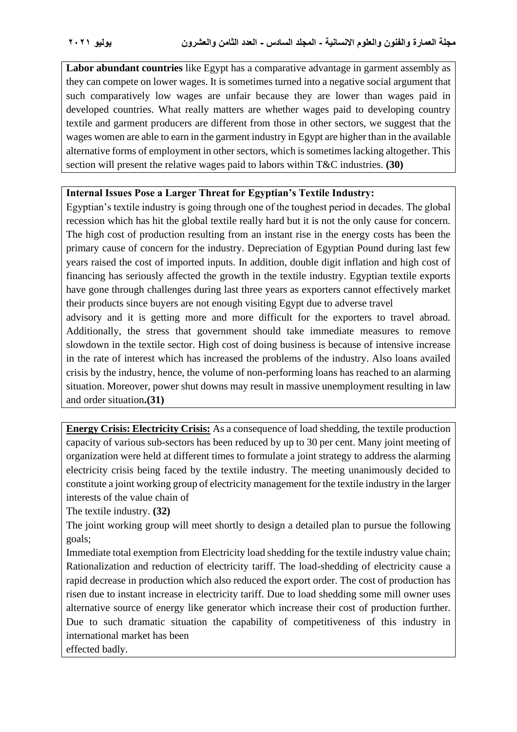**Labor abundant countries** like Egypt has a comparative advantage in garment assembly as they can compete on lower wages. It is sometimes turned into a negative social argument that such comparatively low wages are unfair because they are lower than wages paid in developed countries. What really matters are whether wages paid to developing country textile and garment producers are different from those in other sectors, we suggest that the wages women are able to earn in the garment industry in Egypt are higher than in the available alternative forms of employment in other sectors, which is sometimes lacking altogether. This section will present the relative wages paid to labors within T&C industries. **(30)**

**Internal Issues Pose a Larger Threat for Egyptian's Textile Industry:**

Egyptian's textile industry is going through one of the toughest period in decades. The global recession which has hit the global textile really hard but it is not the only cause for concern. The high cost of production resulting from an instant rise in the energy costs has been the primary cause of concern for the industry. Depreciation of Egyptian Pound during last few years raised the cost of imported inputs. In addition, double digit inflation and high cost of financing has seriously affected the growth in the textile industry. Egyptian textile exports have gone through challenges during last three years as exporters cannot effectively market their products since buyers are not enough visiting Egypt due to adverse travel advisory and it is getting more and more difficult for the exporters to travel abroad. Additionally, the stress that government should take immediate measures to remove slowdown in the textile sector. High cost of doing business is because of intensive increase in the rate of interest which has increased the problems of the industry. Also loans availed crisis by the industry, hence, the volume of non-performing loans has reached to an alarming situation. Moreover, power shut downs may result in massive unemployment resulting in law and order situation**.(31)**

**Energy Crisis: Electricity Crisis:** As a consequence of load shedding, the textile production capacity of various sub-sectors has been reduced by up to 30 per cent. Many joint meeting of organization were held at different times to formulate a joint strategy to address the alarming electricity crisis being faced by the textile industry. The meeting unanimously decided to constitute a joint working group of electricity management for the textile industry in the larger interests of the value chain of The textile industry. **(32)**

The joint working group will meet shortly to design a detailed plan to pursue the following goals;

Immediate total exemption from Electricity load shedding for the textile industry value chain; Rationalization and reduction of electricity tariff. The load-shedding of electricity cause a rapid decrease in production which also reduced the export order. The cost of production has risen due to instant increase in electricity tariff. Due to load shedding some mill owner uses alternative source of energy like generator which increase their cost of production further. Due to such dramatic situation the capability of competitiveness of this industry in international market has been effected badly.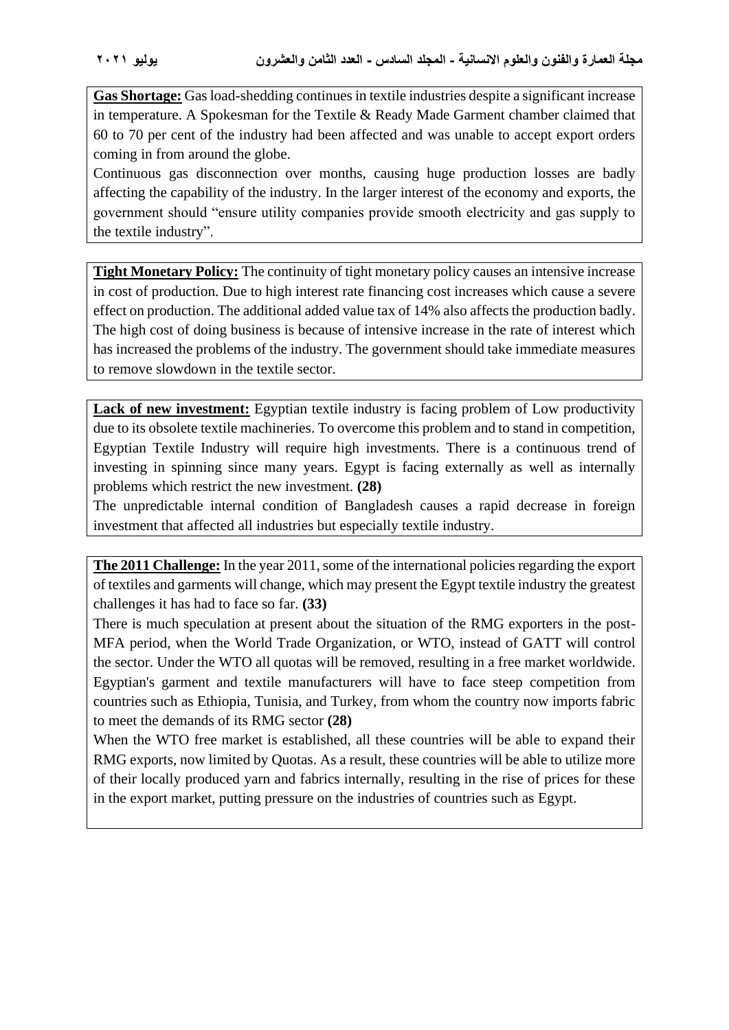**Gas Shortage:** Gas load-shedding continues in textile industries despite a significant increase in temperature. A Spokesman for the Textile & Ready Made Garment chamber claimed that 60 to 70 per cent of the industry had been affected and was unable to accept export orders coming in from around the globe.

Continuous gas disconnection over months, causing huge production losses are badly affecting the capability of the industry. In the larger interest of the economy and exports, the government should "ensure utility companies provide smooth electricity and gas supply to the textile industry".

**Tight Monetary Policy:** The continuity of tight monetary policy causes an intensive increase in cost of production. Due to high interest rate financing cost increases which cause a severe effect on production. The additional added value tax of 14% also affects the production badly. The high cost of doing business is because of intensive increase in the rate of interest which has increased the problems of the industry. The government should take immediate measures to remove slowdown in the textile sector.

**Lack of new investment:** Egyptian textile industry is facing problem of Low productivity due to its obsolete textile machineries. To overcome this problem and to stand in competition, Egyptian Textile Industry will require high investments. There is a continuous trend of investing in spinning since many years. Egypt is facing externally as well as internally problems which restrict the new investment. **(28)**

The unpredictable internal condition of Bangladesh causes a rapid decrease in foreign investment that affected all industries but especially textile industry.

**The 2011 Challenge:** In the year 2011, some of the international policies regarding the export of textiles and garments will change, which may present the Egypt textile industry the greatest challenges it has had to face so far. **(33)**

There is much speculation at present about the situation of the RMG exporters in the post-MFA period, when the World Trade Organization, or WTO, instead of GATT will control the sector. Under the WTO all quotas will be removed, resulting in a free market worldwide. Egyptian's garment and textile manufacturers will have to face steep competition from countries such as Ethiopia, Tunisia, and Turkey, from whom the country now imports fabric to meet the demands of its RMG sector **(28)**

When the WTO free market is established, all these countries will be able to expand their RMG exports, now limited by Quotas. As a result, these countries will be able to utilize more of their locally produced yarn and fabrics internally, resulting in the rise of prices for these in the export market, putting pressure on the industries of countries such as Egypt.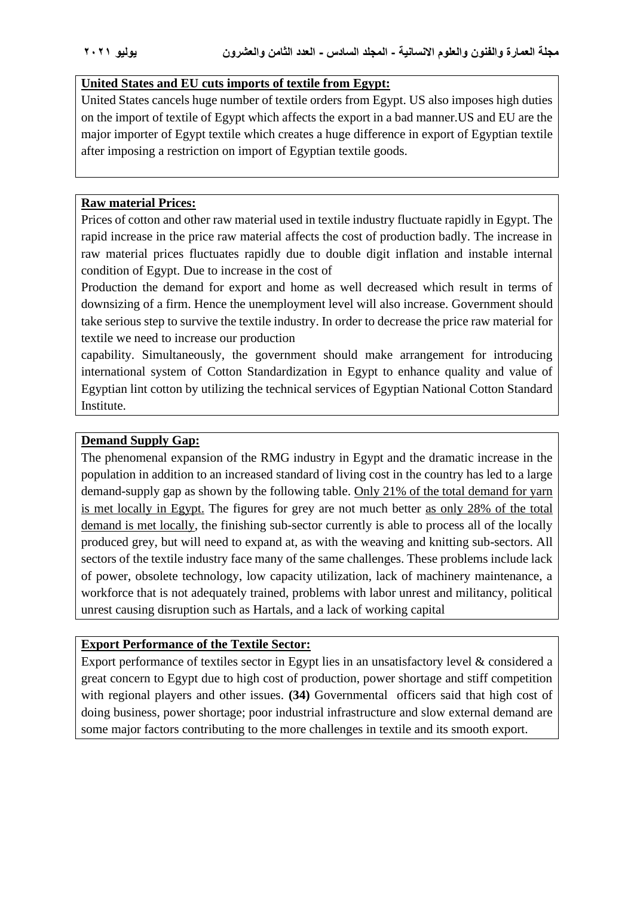**United States and EU cuts imports of textile from Egypt:**

United States cancels huge number of textile orders from Egypt. US also imposes high duties on the import of textile of Egypt which affects the export in a bad manner.US and EU are the major importer of Egypt textile which creates a huge difference in export of Egyptian textile after imposing a restriction on import of Egyptian textile goods.

**Raw material Prices:**

Prices of cotton and other raw material used in textile industry fluctuate rapidly in Egypt. The rapid increase in the price raw material affects the cost of production badly. The increase in raw material prices fluctuates rapidly due to double digit inflation and instable internal condition of Egypt. Due to increase in the cost of

Production the demand for export and home as well decreased which result in terms of downsizing of a firm. Hence the unemployment level will also increase. Government should take serious step to survive the textile industry. In order to decrease the price raw material for textile we need to increase our production

capability. Simultaneously, the government should make arrangement for introducing international system of Cotton Standardization in Egypt to enhance quality and value of Egyptian lint cotton by utilizing the technical services of Egyptian National Cotton Standard Institute.

**Demand Supply Gap:**

The phenomenal expansion of the RMG industry in Egypt and the dramatic increase in the population in addition to an increased standard of living cost in the country has led to a large demand-supply gap as shown by the following table. Only 21% of the total demand for yarn is met locally in Egypt. The figures for grey are not much better as only 28% of the total demand is met locally, the finishing sub-sector currently is able to process all of the locally produced grey, but will need to expand at, as with the weaving and knitting sub-sectors. All sectors of the textile industry face many of the same challenges. These problems include lack of power, obsolete technology, low capacity utilization, lack of machinery maintenance, a workforce that is not adequately trained, problems with labor unrest and militancy, political unrest causing disruption such as Hartals, and a lack of working capital

**Export Performance of the Textile Sector:**

Export performance of textiles sector in Egypt lies in an unsatisfactory level & considered a great concern to Egypt due to high cost of production, power shortage and stiff competition with regional players and other issues. **(34)** Governmental officers said that high cost of doing business, power shortage; poor industrial infrastructure and slow external demand are some major factors contributing to the more challenges in textile and its smooth export.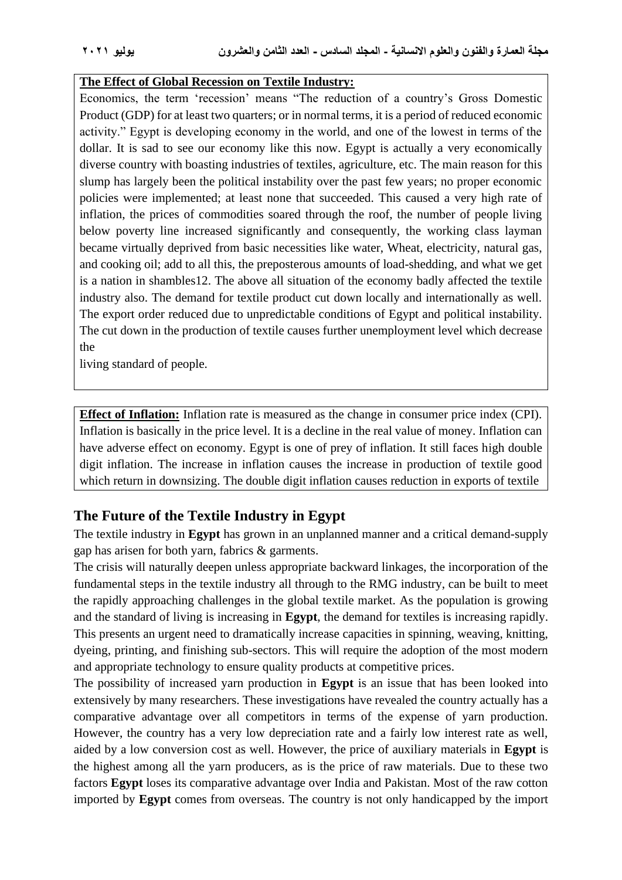**The Effect of Global Recession on Textile Industry:**

Economics, the term 'recession' means "The reduction of a country's Gross Domestic Product (GDP) for at least two quarters; or in normal terms, it is a period of reduced economic activity." Egypt is developing economy in the world, and one of the lowest in terms of the dollar. It is sad to see our economy like this now. Egypt is actually a very economically diverse country with boasting industries of textiles, agriculture, etc. The main reason for this slump has largely been the political instability over the past few years; no proper economic policies were implemented; at least none that succeeded. This caused a very high rate of inflation, the prices of commodities soared through the roof, the number of people living below poverty line increased significantly and consequently, the working class layman became virtually deprived from basic necessities like water, Wheat, electricity, natural gas, and cooking oil; add to all this, the preposterous amounts of load-shedding, and what we get is a nation in shambles12. The above all situation of the economy badly affected the textile industry also. The demand for textile product cut down locally and internationally as well. The export order reduced due to unpredictable conditions of Egypt and political instability. The cut down in the production of textile causes further unemployment level which decrease the living standard of people.

**Effect of Inflation:** Inflation rate is measured as the change in consumer price index (CPI). Inflation is basically in the price level. It is a decline in the real value of money. Inflation can have adverse effect on economy. Egypt is one of prey of inflation. It still faces high double digit inflation. The increase in inflation causes the increase in production of textile good which return in downsizing. The double digit inflation causes reduction in exports of textile

## The Future of the Textile Industry in Egypt

The textile industry in **Egypt** has grown in an unplanned manner and a critical demand-supply gap has arisen for both yarn, fabrics & garments.

The crisis will naturally deepen unless appropriate backward linkages, the incorporation of the fundamental steps in the textile industry all through to the RMG industry, can be built to meet the rapidly approaching challenges in the global textile market. As the population is growing and the standard of living is increasing in **Egypt**, the demand for textiles is increasing rapidly. This presents an urgent need to dramatically increase capacities in spinning, weaving, knitting, dyeing, printing, and finishing sub-sectors. This will require the adoption of the most modern and appropriate technology to ensure quality products at competitive prices.

The possibility of increased yarn production in **Egypt** is an issue that has been looked into extensively by many researchers. These investigations have revealed the country actually has a comparative advantage over all competitors in terms of the expense of yarn production. However, the country has a very low depreciation rate and a fairly low interest rate as well, aided by a low conversion cost as well. However, the price of auxiliary materials in **Egypt** is the highest among all the yarn producers, as is the price of raw materials. Due to these two factors **Egypt** loses its comparative advantage over India and Pakistan. Most of the raw cotton imported by **Egypt** comes from overseas. The country is not only handicapped by the import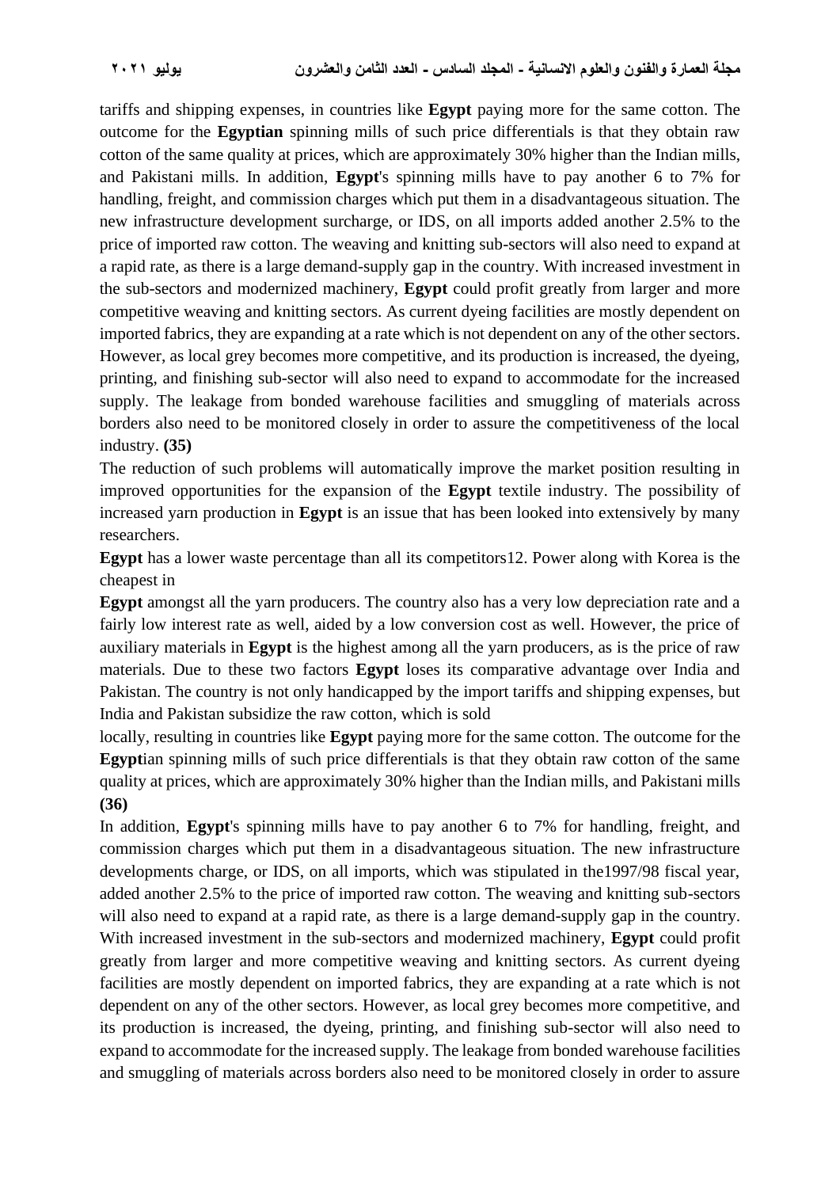tariffs and shipping expenses, in countries like **Egypt** paying more for the same cotton. The outcome for the **Egyptian** spinning mills of such price differentials is that they obtain raw cotton of the same quality at prices, which are approximately 30% higher than the Indian mills, and Pakistani mills. In addition, **Egypt**'s spinning mills have to pay another 6 to 7% for handling, freight, and commission charges which put them in a disadvantageous situation. The new infrastructure development surcharge, or IDS, on all imports added another 2.5% to the price of imported raw cotton. The weaving and knitting sub-sectors will also need to expand at a rapid rate, as there is a large demand-supply gap in the country. With increased investment in the sub-sectors and modernized machinery, **Egypt** could profit greatly from larger and more competitive weaving and knitting sectors. As current dyeing facilities are mostly dependent on imported fabrics, they are expanding at a rate which is not dependent on any of the other sectors. However, as local grey becomes more competitive, and its production is increased, the dyeing, printing, and finishing sub-sector will also need to expand to accommodate for the increased supply. The leakage from bonded warehouse facilities and smuggling of materials across borders also need to be monitored closely in order to assure the competitiveness of the local industry. **(35)**

The reduction of such problems will automatically improve the market position resulting in improved opportunities for the expansion of the **Egypt** textile industry. The possibility of increased yarn production in **Egypt** is an issue that has been looked into extensively by many researchers.

**Egypt** has a lower waste percentage than all its competitors12. Power along with Korea is the cheapest in

**Egypt** amongst all the yarn producers. The country also has a very low depreciation rate and a fairly low interest rate as well, aided by a low conversion cost as well. However, the price of auxiliary materials in **Egypt** is the highest among all the yarn producers, as is the price of raw materials. Due to these two factors **Egypt** loses its comparative advantage over India and Pakistan. The country is not only handicapped by the import tariffs and shipping expenses, but India and Pakistan subsidize the raw cotton, which is sold

locally, resulting in countries like **Egypt** paying more for the same cotton. The outcome for the **Egypt**ian spinning mills of such price differentials is that they obtain raw cotton of the same quality at prices, which are approximately 30% higher than the Indian mills, and Pakistani mills **(36)**

In addition, **Egypt**'s spinning mills have to pay another 6 to 7% for handling, freight, and commission charges which put them in a disadvantageous situation. The new infrastructure developments charge, or IDS, on all imports, which was stipulated in the1997/98 fiscal year, added another 2.5% to the price of imported raw cotton. The weaving and knitting sub-sectors will also need to expand at a rapid rate, as there is a large demand-supply gap in the country. With increased investment in the sub-sectors and modernized machinery, **Egypt** could profit greatly from larger and more competitive weaving and knitting sectors. As current dyeing facilities are mostly dependent on imported fabrics, they are expanding at a rate which is not dependent on any of the other sectors. However, as local grey becomes more competitive, and its production is increased, the dyeing, printing, and finishing sub-sector will also need to expand to accommodate for the increased supply. The leakage from bonded warehouse facilities and smuggling of materials across borders also need to be monitored closely in order to assure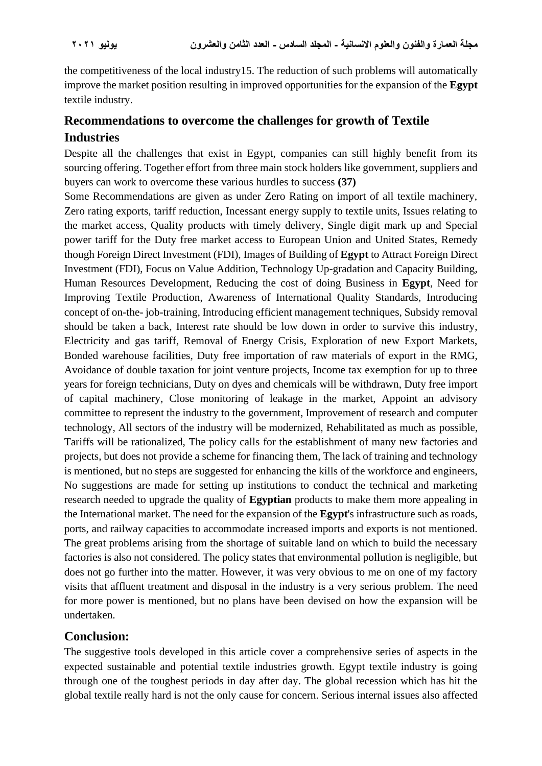the competitiveness of the local industry15. The reduction of such problems will automatically improve the market position resulting in improved opportunities for the expansion of the **Egypt** textile industry.

## Recommendations to overcome the challenges for growth of Textile Industries

Despite all the challenges that exist in Egypt, companies can still highly benefit from its sourcing offering. Together effort from three main stock holders like government, suppliers and buyers can work to overcome these various hurdles to success **(37)**

Some Recommendations are given as under Zero Rating on import of all textile machinery, Zero rating exports, tariff reduction, Incessant energy supply to textile units, Issues relating to the market access, Quality products with timely delivery, Single digit mark up and Special power tariff for the Duty free market access to European Union and United States, Remedy though Foreign Direct Investment (FDI), Images of Building of **Egypt** to Attract Foreign Direct Investment (FDI), Focus on Value Addition, Technology Up-gradation and Capacity Building, Human Resources Development, Reducing the cost of doing Business in **Egypt**, Need for Improving Textile Production, Awareness of International Quality Standards, Introducing concept of on-the- job-training, Introducing efficient management techniques, Subsidy removal should be taken a back, Interest rate should be low down in order to survive this industry, Electricity and gas tariff, Removal of Energy Crisis, Exploration of new Export Markets, Bonded warehouse facilities, Duty free importation of raw materials of export in the RMG, Avoidance of double taxation for joint venture projects, Income tax exemption for up to three years for foreign technicians, Duty on dyes and chemicals will be withdrawn, Duty free import of capital machinery, Close monitoring of leakage in the market, Appoint an advisory committee to represent the industry to the government, Improvement of research and computer technology, All sectors of the industry will be modernized, Rehabilitated as much as possible, Tariffs will be rationalized, The policy calls for the establishment of many new factories and projects, but does not provide a scheme for financing them, The lack of training and technology is mentioned, but no steps are suggested for enhancing the kills of the workforce and engineers, No suggestions are made for setting up institutions to conduct the technical and marketing research needed to upgrade the quality of **Egyptian** products to make them more appealing in the International market. The need for the expansion of the **Egypt**'s infrastructure such as roads, ports, and railway capacities to accommodate increased imports and exports is not mentioned. The great problems arising from the shortage of suitable land on which to build the necessary factories is also not considered. The policy states that environmental pollution is negligible, but does not go further into the matter. However, it was very obvious to me on one of my factory visits that affluent treatment and disposal in the industry is a very serious problem. The need for more power is mentioned, but no plans have been devised on how the expansion will be undertaken.

## Conclusion:

The suggestive tools developed in this article cover a comprehensive series of aspects in the expected sustainable and potential textile industries growth. Egypt textile industry is going through one of the toughest periods in day after day. The global recession which has hit the global textile really hard is not the only cause for concern. Serious internal issues also affected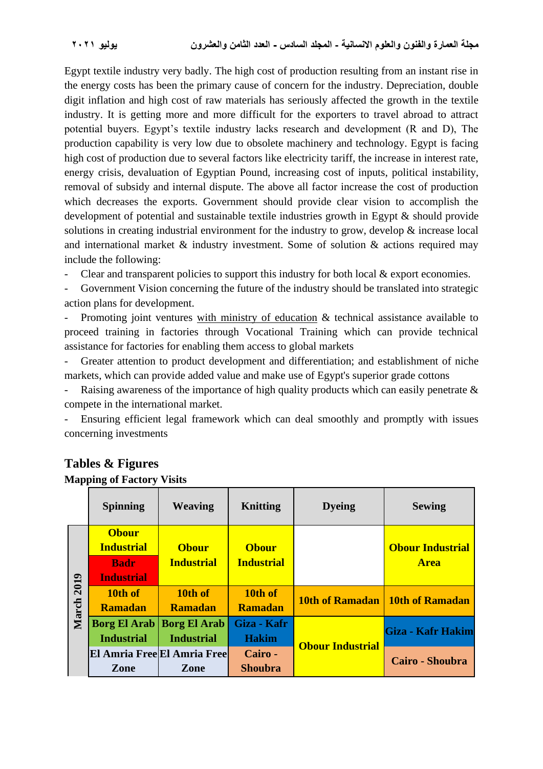Egypt textile industry very badly. The high cost of production resulting from an instant rise in the energy costs has been the primary cause of concern for the industry. Depreciation, double digit inflation and high cost of raw materials has seriously affected the growth in the textile industry. It is getting more and more difficult for the exporters to travel abroad to attract potential buyers. Egypt's textile industry lacks research and development (R and D), The production capability is very low due to obsolete machinery and technology. Egypt is facing high cost of production due to several factors like electricity tariff, the increase in interest rate, energy crisis, devaluation of Egyptian Pound, increasing cost of inputs, political instability, removal of subsidy and internal dispute. The above all factor increase the cost of production which decreases the exports. Government should provide clear vision to accomplish the development of potential and sustainable textile industries growth in Egypt & should provide solutions in creating industrial environment for the industry to grow, develop & increase local and international market & industry investment. Some of solution & actions required may include the following:

- Clear and transparent policies to support this industry for both local & export economies.
- Government Vision concerning the future of the industry should be translated into strategic action plans for development.
- Promoting joint ventures with ministry of education & technical assistance available to proceed training in factories through Vocational Training which can provide technical assistance for factories for enabling them access to global markets
- Greater attention to product development and differentiation; and establishment of niche markets, which can provide added value and make use of Egypt's superior grade cottons
- Raising awareness of the importance of high quality products which can easily penetrate & compete in the international market.
- Ensuring efficient legal framework which can deal smoothly and promptly with issues concerning investments

## Tables & Figures

**Mapping of Factory Visits**

| | Spinning | Weaving | Knitting | Dyeing | Sewing |
|---|---|---|---|---|---|
| March 2019 | Obour Industrial | Obour Industrial | Obour Industrial | | Obour Industrial Area |
| | Badr Industrial | | | | |
| | 10th of Ramadan | 10th of Ramadan | 10th of Ramadan | 10th of Ramadan | 10th of Ramadan |
| | Borg El Arab Industrial | Borg El Arab Industrial | Giza - Kafr Hakim | Obour Industrial | Giza - Kafr Hakim |
| | El Amria Free Zone | El Amria Free Zone | Cairo - Shoubra | | Cairo - Shoubra |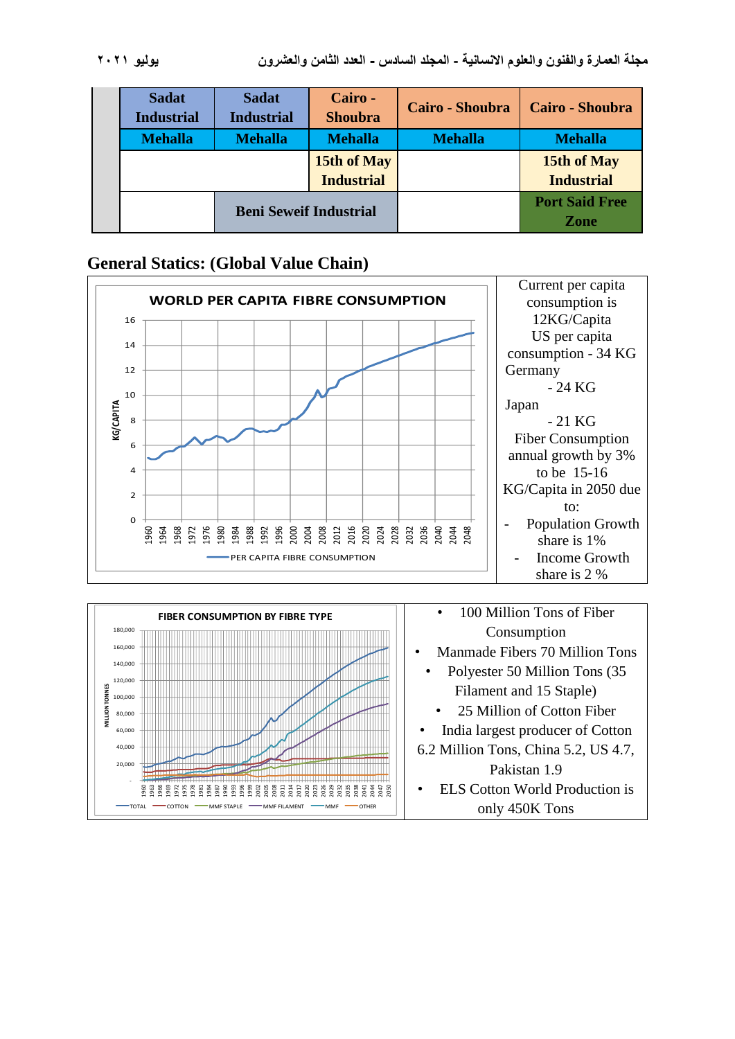| | | | | | |
|---|---|---|---|---|---|
| | Sadat Industrial | Sadat Industrial | Cairo - Shoubra | Cairo - Shoubra | Cairo - Shoubra |
| | Mehalla | Mehalla | Mehalla | Mehalla | Mehalla |
| | | | 15th of May Industrial | | 15th of May Industrial |
| | | Beni Seweif Industrial | | | Port Said Free Zone |

## General Statics: (Global Value Chain)

| WORLD PER CAPITA FIBRE CONSUMPTION (chart: KG/CAPITA, 1960–2048; PER CAPITA FIBRE CONSUMPTION) | Current per capita consumption is 12KG/Capita<br>US per capita consumption - 34 KG<br>Germany - 24 KG<br>Japan - 21 KG<br>Fiber Consumption annual growth by 3% to be 15-16 KG/Capita in 2050 due to:<br>- Population Growth share is 1%<br>- Income Growth share is 2 % |
|---|---|
| FIBER CONSUMPTION BY FIBRE TYPE (chart: MILLION TONNES, 1960–2050; TOTAL, COTTON, MMF STAPLE, MMF FILAMENT, MMF, OTHER) | • 100 Million Tons of Fiber Consumption<br>• Manmade Fibers 70 Million Tons<br>• Polyester 50 Million Tons (35 Filament and 15 Staple)<br>• 25 Million of Cotton Fiber<br>• India largest producer of Cotton 6.2 Million Tons, China 5.2, US 4.7, Pakistan 1.9<br>• ELS Cotton World Production is only 450K Tons |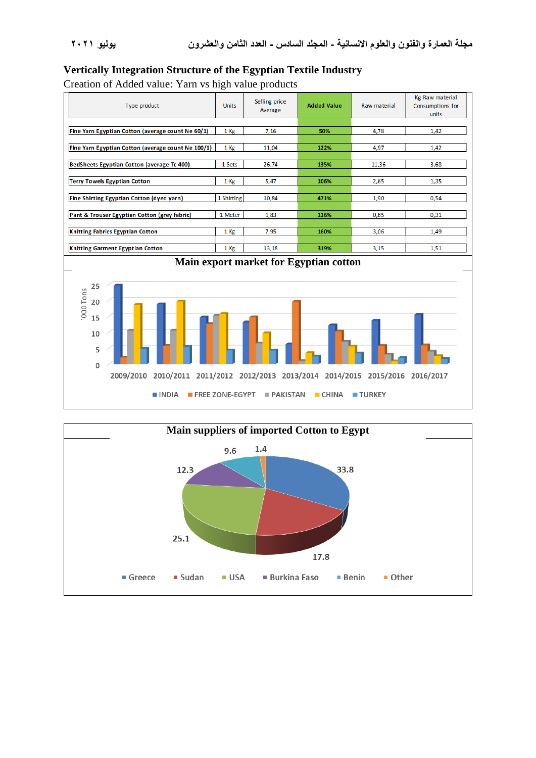**Vertically Integration Structure of the Egyptian Textile Industry**

Creation of Added value: Yarn vs high value products

| Type product | Units | Selling price Average | Added Value | Raw material | Kg Raw material Consumptions for units |
|---|---|---|---|---|---|
| Fine Yarn Egyptian Cotton (average count Ne 60/1) | 1 Kg | 7,16 | 50% | 4,78 | 1,42 |
| Fine Yarn Egyptian Cotton (average count Ne 100/1) | 1 Kg | 11,04 | 122% | 4,97 | 1,42 |
| BedSheets Egyptian Cotton (average Tc 400) | 1 Sets | 26,74 | 135% | 11,36 | 3,68 |
| Terry Towels Egyptian Cotton | 1 Kg | 5,47 | 106% | 2,65 | 1,35 |
| Fine Shirting Egyptian Cotton (dyed yarn) | 1 Shirting | 10,84 | 471% | 1,90 | 0,54 |
| Pant & Trouser Egyptian Cotton (grey fabric) | 1 Meter | 1,83 | 116% | 0,85 | 0,31 |
| Knitting Fabrics Egyptian Cotton | 1 Kg | 7,95 | 160% | 3,06 | 1,49 |
| Knitting Garment Egyptian Cotton | 1 Kg | 13,18 | 319% | 3,15 | 1,51 |

**Main export market for Egyptian cotton**

| '000 Tons | INDIA | FREE ZONE-EGYPT | PAKISTAN | CHINA | TURKEY |
|---|---|---|---|---|---|
| 2009/2010 | 25 | 2 | 10.5 | 19 | 5 |
| 2010/2011 | 19 | 6 | 10.5 | 20 | 5.5 |
| 2011/2012 | 15 | 13 | 15.5 | 16 | 4.5 |
| 2012/2013 | 13.5 | 15 | 6.5 | 10 | 4.5 |
| 2013/2014 | 6.5 | 20 | 1 | 3.5 | 2.5 |
| 2014/2015 | 12.5 | 10.5 | 7 | 6 | 3.5 |
| 2015/2016 | 14 | 6 | 3 | 1 | 2 |
| 2016/2017 | 16 | 6 | 4 | 2.5 | 2 |

**Main suppliers of imported Cotton to Egypt**

| Supplier | Share |
|---|---|
| Greece | 33.8 |
| Sudan | 17.8 |
| USA | 25.1 |
| Burkina Faso | 12.3 |
| Benin | 9.6 |
| Other | 1.4 |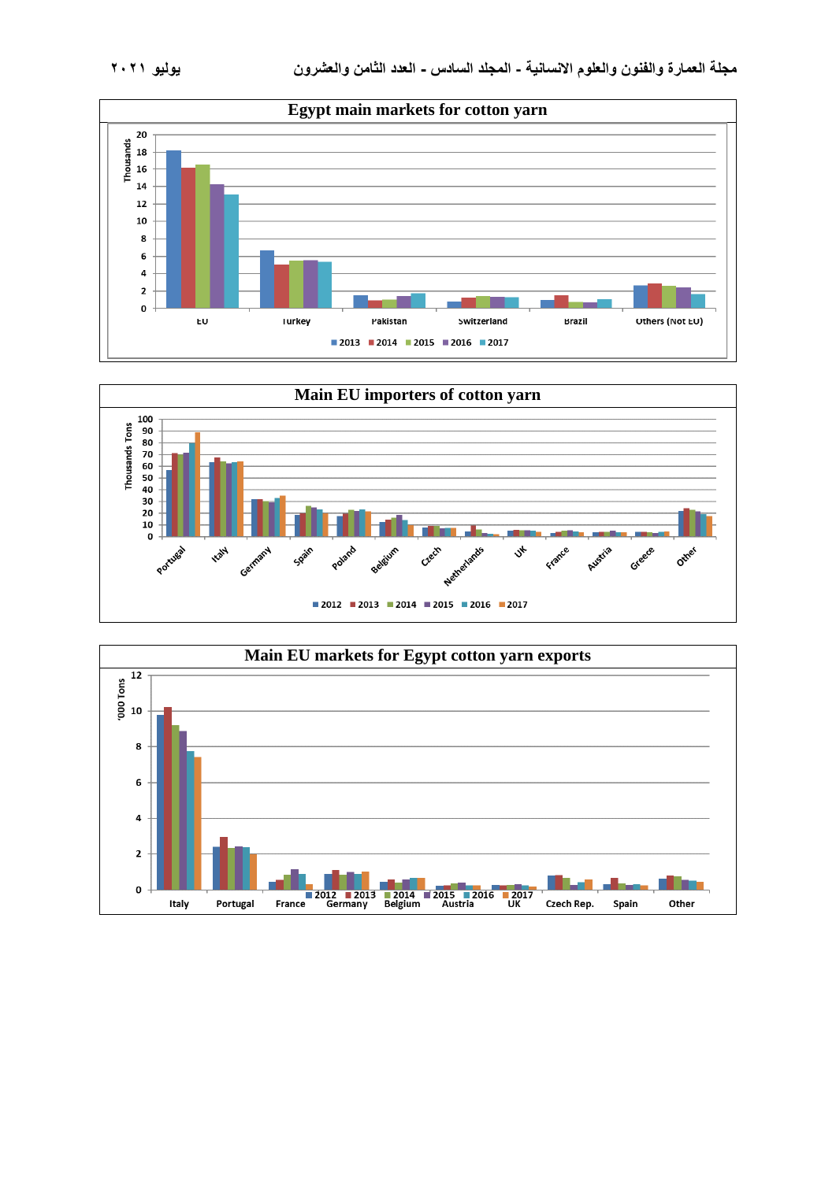**Egypt main markets for cotton yarn**

Thousands

20, 18, 16, 14, 12, 10, 8, 6, 4, 2, 0

EU | Turkey | Pakistan | Switzerland | Brazil | Others (Not EU)

2013 | 2014 | 2015 | 2016 | 2017

**Main EU importers of cotton yarn**

Thousands Tons

100, 90, 80, 70, 60, 50, 40, 30, 20, 10, 0

Portugal | Italy | Germany | Spain | Poland | Belgium | Czech | Netherlands | UK | France | Austria | Greece | Other

2012 | 2013 | 2014 | 2015 | 2016 | 2017

**Main EU markets for Egypt cotton yarn exports**

'000 Tons

12, 10, 8, 6, 4, 2, 0

Italy | Portugal | France | Germany | Belgium | Austria | UK | Czech Rep. | Spain | Other

2012 | 2013 | 2014 | 2015 | 2016 | 2017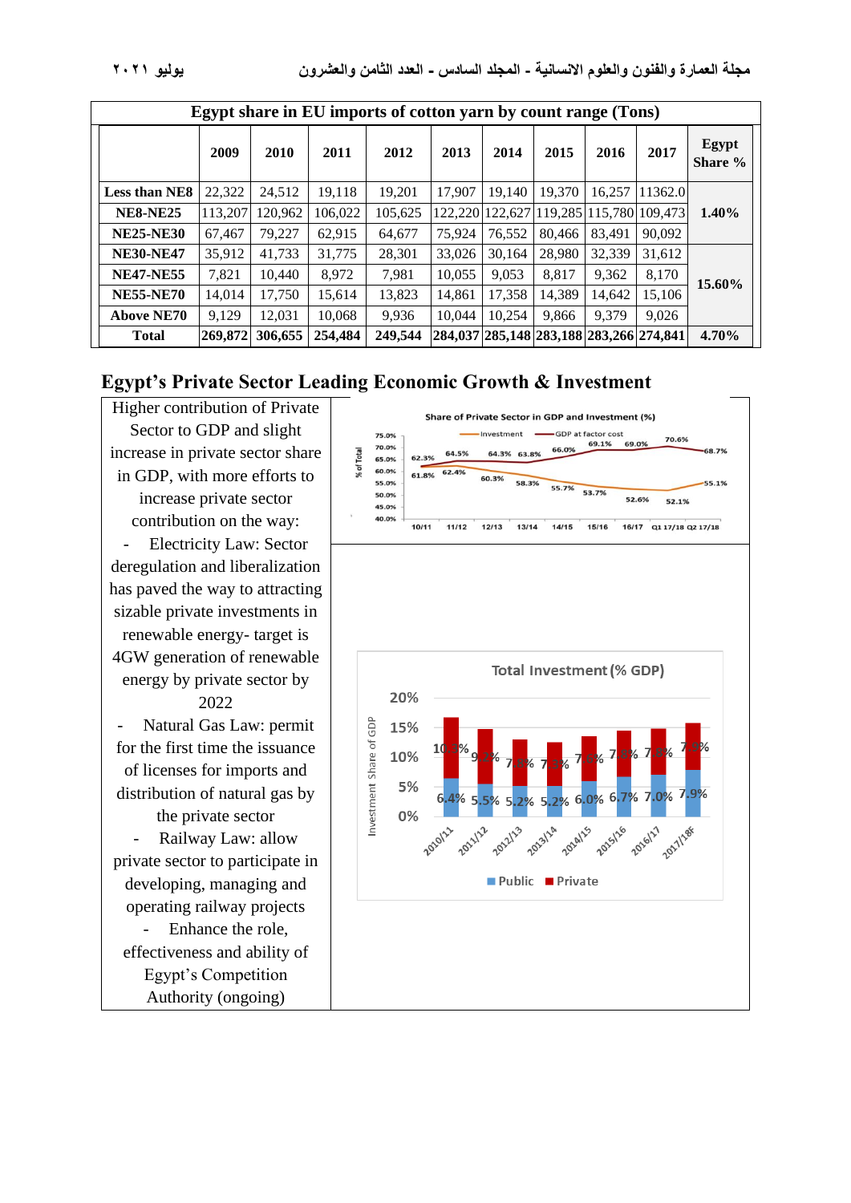| Egypt share in EU imports of cotton yarn by count range (Tons) | | | | | | | | | | |
|---|---|---|---|---|---|---|---|---|---|---|
| | 2009 | 2010 | 2011 | 2012 | 2013 | 2014 | 2015 | 2016 | 2017 | Egypt Share % |
| Less than NE8 | 22,322 | 24,512 | 19,118 | 19,201 | 17,907 | 19,140 | 19,370 | 16,257 | 11362.0 | 1.40% |
| NE8-NE25 | 113,207 | 120,962 | 106,022 | 105,625 | 122,220 | 122,627 | 119,285 | 115,780 | 109,473 | |
| NE25-NE30 | 67,467 | 79,227 | 62,915 | 64,677 | 75,924 | 76,552 | 80,466 | 83,491 | 90,092 | |
| NE30-NE47 | 35,912 | 41,733 | 31,775 | 28,301 | 33,026 | 30,164 | 28,980 | 32,339 | 31,612 | 15.60% |
| NE47-NE55 | 7,821 | 10,440 | 8,972 | 7,981 | 10,055 | 9,053 | 8,817 | 9,362 | 8,170 | |
| NE55-NE70 | 14,014 | 17,750 | 15,614 | 13,823 | 14,861 | 17,358 | 14,389 | 14,642 | 15,106 | |
| Above NE70 | 9,129 | 12,031 | 10,068 | 9,936 | 10,044 | 10,254 | 9,866 | 9,379 | 9,026 | |
| Total | 269,872 | 306,655 | 254,484 | 249,544 | 284,037 | 285,148 | 283,188 | 283,266 | 274,841 | 4.70% |

## Egypt's Private Sector Leading Economic Growth & Investment

Higher contribution of Private Sector to GDP and slight increase in private sector share in GDP, with more efforts to increase private sector contribution on the way:

- Electricity Law: Sector deregulation and liberalization has paved the way to attracting sizable private investments in renewable energy- target is 4GW generation of renewable energy by private sector by 2022
- Natural Gas Law: permit for the first time the issuance of licenses for imports and distribution of natural gas by the private sector
- Railway Law: allow private sector to participate in developing, managing and operating railway projects
- Enhance the role, effectiveness and ability of Egypt's Competition Authority (ongoing)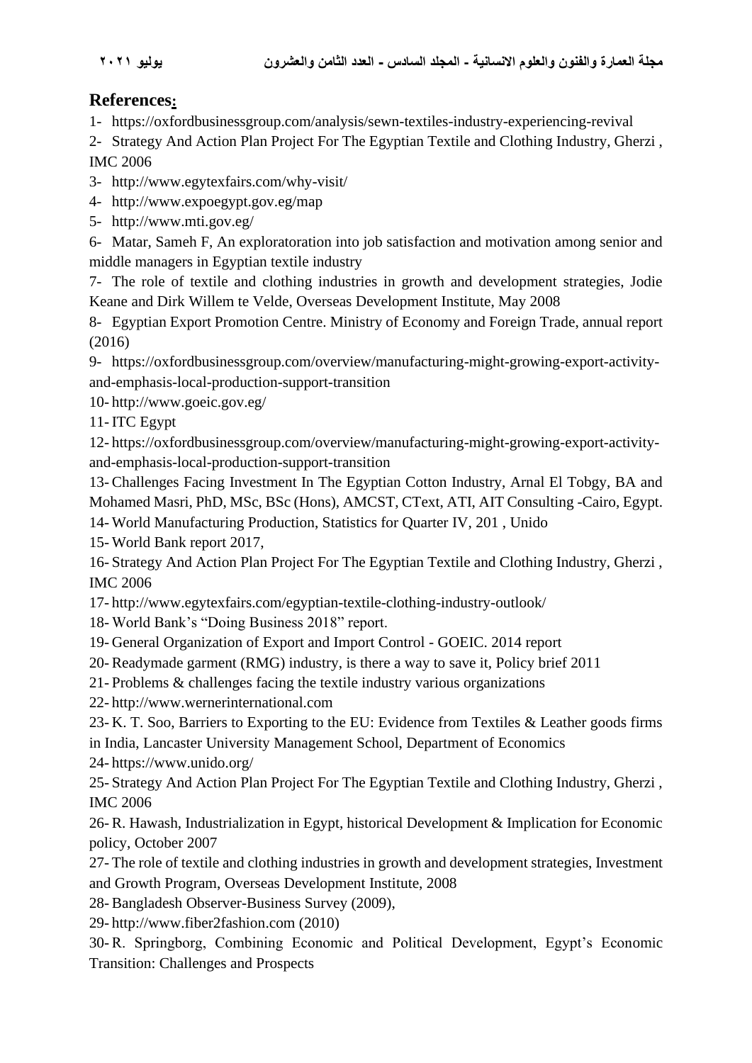## References:

1- https://oxfordbusinessgroup.com/analysis/sewn-textiles-industry-experiencing-revival
2- Strategy And Action Plan Project For The Egyptian Textile and Clothing Industry, Gherzi , IMC 2006
3- http://www.egytexfairs.com/why-visit/
4- http://www.expoegypt.gov.eg/map
5- http://www.mti.gov.eg/
6- Matar, Sameh F, An exploratoration into job satisfaction and motivation among senior and middle managers in Egyptian textile industry
7- The role of textile and clothing industries in growth and development strategies, Jodie Keane and Dirk Willem te Velde, Overseas Development Institute, May 2008
8- Egyptian Export Promotion Centre. Ministry of Economy and Foreign Trade, annual report (2016)
9- https://oxfordbusinessgroup.com/overview/manufacturing-might-growing-export-activity-and-emphasis-local-production-support-transition
10- http://www.goeic.gov.eg/
11- ITC Egypt
12- https://oxfordbusinessgroup.com/overview/manufacturing-might-growing-export-activity-and-emphasis-local-production-support-transition
13- Challenges Facing Investment In The Egyptian Cotton Industry, Arnal El Tobgy, BA and Mohamed Masri, PhD, MSc, BSc (Hons), AMCST, CText, ATI, AIT Consulting -Cairo, Egypt.
14- World Manufacturing Production, Statistics for Quarter IV, 201 , Unido
15- World Bank report 2017,
16- Strategy And Action Plan Project For The Egyptian Textile and Clothing Industry, Gherzi , IMC 2006
17- http://www.egytexfairs.com/egyptian-textile-clothing-industry-outlook/
18- World Bank's "Doing Business 2018" report.
19- General Organization of Export and Import Control - GOEIC. 2014 report
20- Readymade garment (RMG) industry, is there a way to save it, Policy brief 2011
21- Problems & challenges facing the textile industry various organizations
22- http://www.wernerinternational.com
23- K. T. Soo, Barriers to Exporting to the EU: Evidence from Textiles & Leather goods firms in India, Lancaster University Management School, Department of Economics
24- https://www.unido.org/
25- Strategy And Action Plan Project For The Egyptian Textile and Clothing Industry, Gherzi , IMC 2006
26- R. Hawash, Industrialization in Egypt, historical Development & Implication for Economic policy, October 2007
27- The role of textile and clothing industries in growth and development strategies, Investment and Growth Program, Overseas Development Institute, 2008
28- Bangladesh Observer-Business Survey (2009),
29- http://www.fiber2fashion.com (2010)
30- R. Springborg, Combining Economic and Political Development, Egypt's Economic Transition: Challenges and Prospects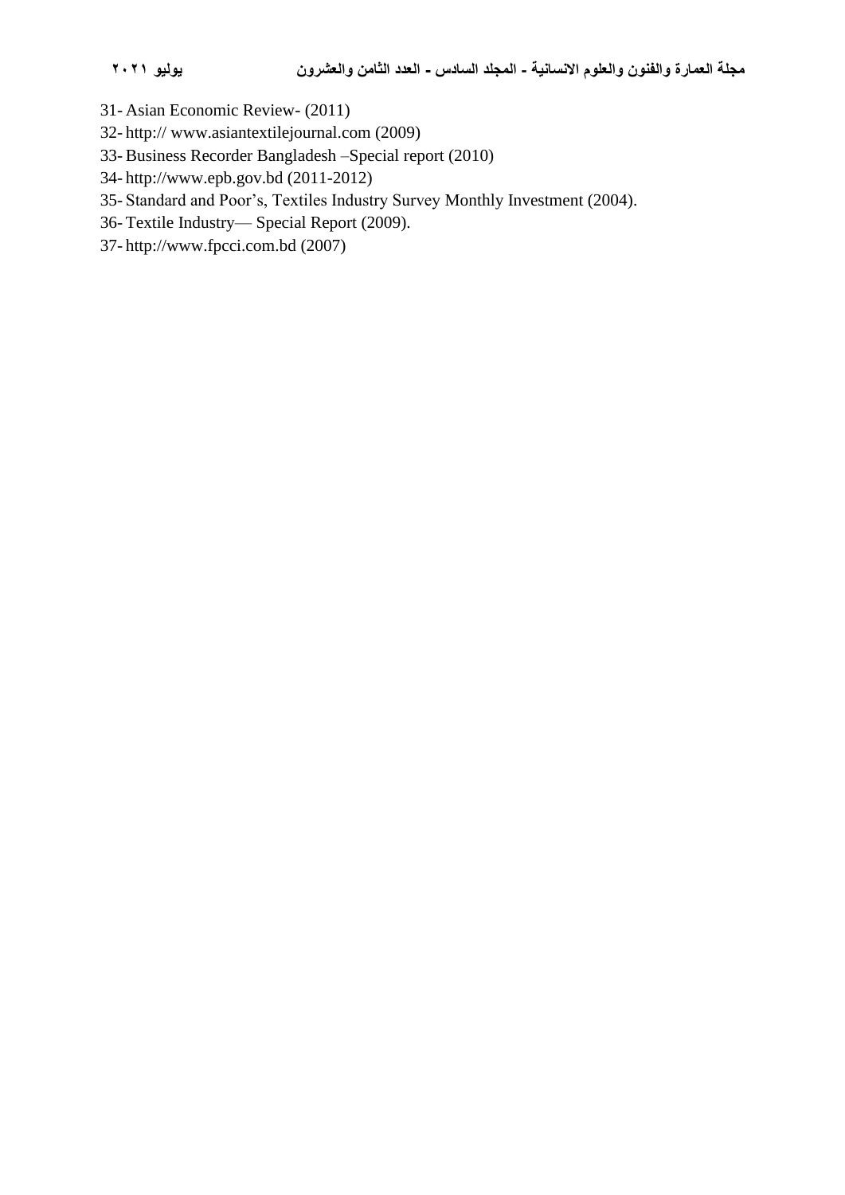31- Asian Economic Review- (2011)
32- http:// www.asiantextilejournal.com (2009)
33- Business Recorder Bangladesh –Special report (2010)
34- http://www.epb.gov.bd (2011-2012)
35- Standard and Poor's, Textiles Industry Survey Monthly Investment (2004).
36- Textile Industry— Special Report (2009).
37- http://www.fpcci.com.bd (2007)